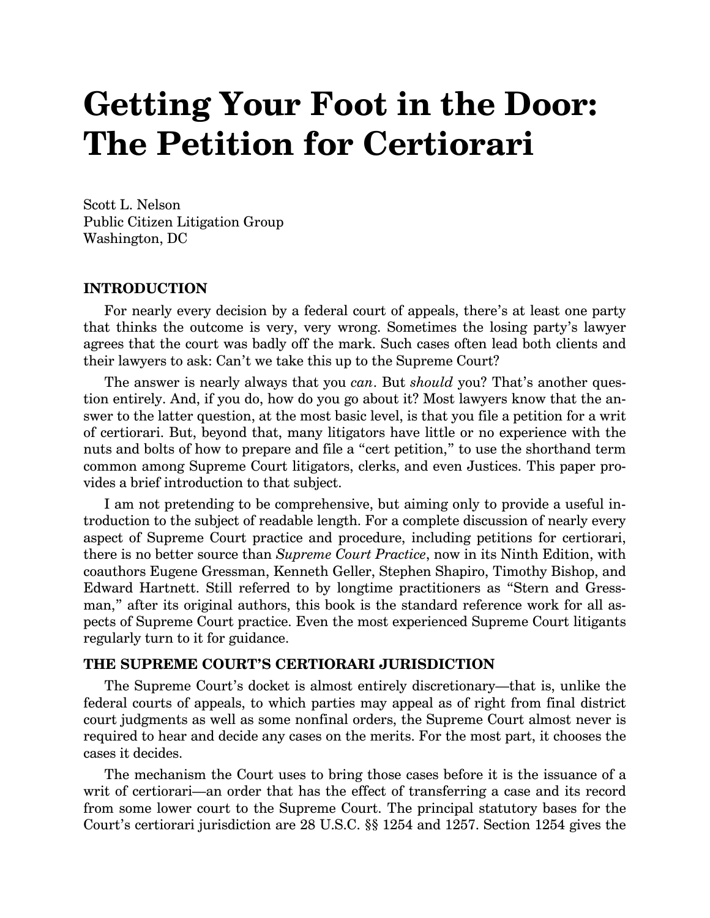# Getting Your Foot in the Door: The Petition for Certiorari

Scott L. Nelson
Public Citizen Litigation Group
Washington, DC

## INTRODUCTION

For nearly every decision by a federal court of appeals, there's at least one party that thinks the outcome is very, very wrong. Sometimes the losing party's lawyer agrees that the court was badly off the mark. Such cases often lead both clients and their lawyers to ask: Can't we take this up to the Supreme Court?

The answer is nearly always that you *can*. But *should* you? That's another question entirely. And, if you do, how do you go about it? Most lawyers know that the answer to the latter question, at the most basic level, is that you file a petition for a writ of certiorari. But, beyond that, many litigators have little or no experience with the nuts and bolts of how to prepare and file a "cert petition," to use the shorthand term common among Supreme Court litigators, clerks, and even Justices. This paper provides a brief introduction to that subject.

I am not pretending to be comprehensive, but aiming only to provide a useful introduction to the subject of readable length. For a complete discussion of nearly every aspect of Supreme Court practice and procedure, including petitions for certiorari, there is no better source than *Supreme Court Practice*, now in its Ninth Edition, with coauthors Eugene Gressman, Kenneth Geller, Stephen Shapiro, Timothy Bishop, and Edward Hartnett. Still referred to by longtime practitioners as "Stern and Gressman," after its original authors, this book is the standard reference work for all aspects of Supreme Court practice. Even the most experienced Supreme Court litigants regularly turn to it for guidance.

## THE SUPREME COURT'S CERTIORARI JURISDICTION

The Supreme Court's docket is almost entirely discretionary—that is, unlike the federal courts of appeals, to which parties may appeal as of right from final district court judgments as well as some nonfinal orders, the Supreme Court almost never is required to hear and decide any cases on the merits. For the most part, it chooses the cases it decides.

The mechanism the Court uses to bring those cases before it is the issuance of a writ of certiorari—an order that has the effect of transferring a case and its record from some lower court to the Supreme Court. The principal statutory bases for the Court's certiorari jurisdiction are 28 U.S.C. §§ 1254 and 1257. Section 1254 gives the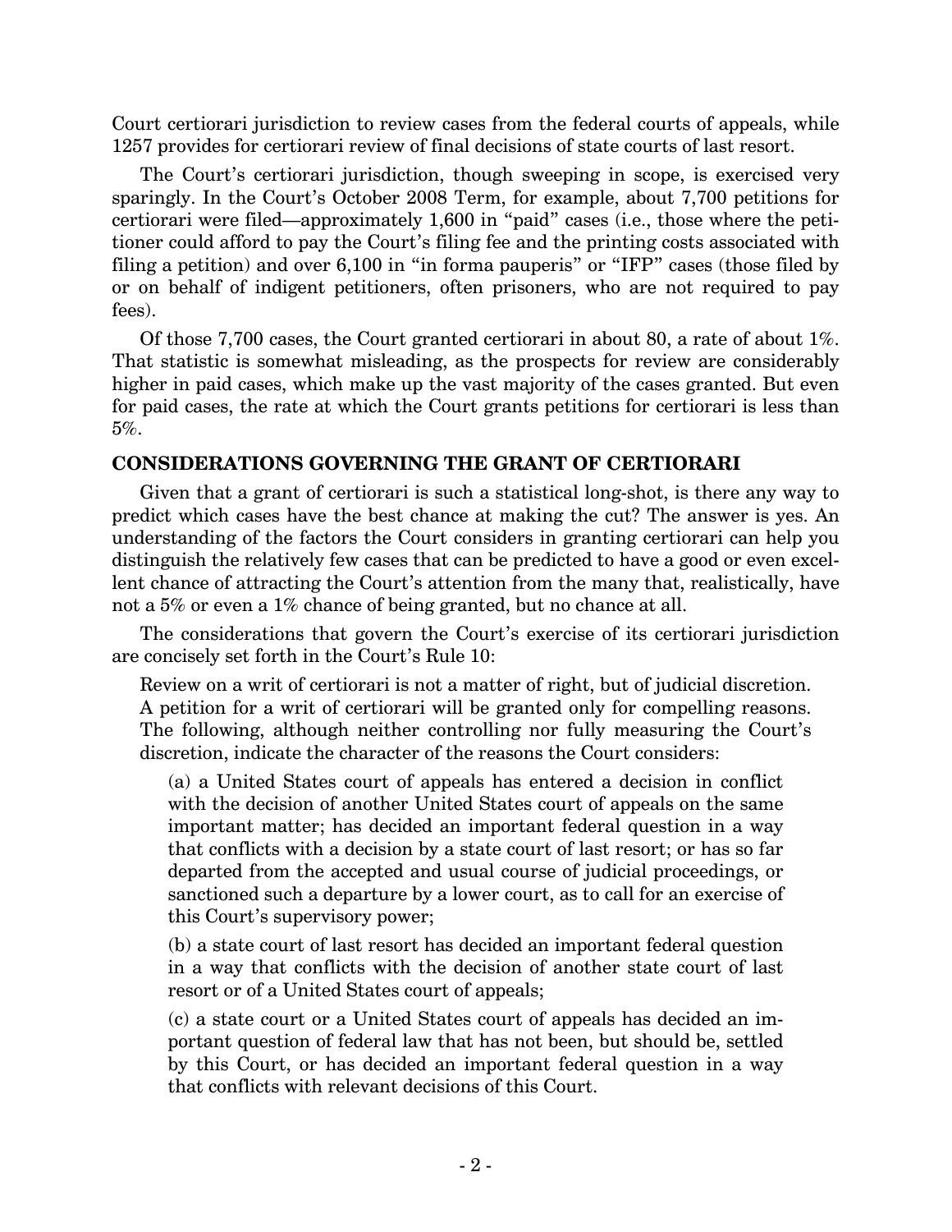Court certiorari jurisdiction to review cases from the federal courts of appeals, while 1257 provides for certiorari review of final decisions of state courts of last resort.

The Court's certiorari jurisdiction, though sweeping in scope, is exercised very sparingly. In the Court's October 2008 Term, for example, about 7,700 petitions for certiorari were filed—approximately 1,600 in "paid" cases (i.e., those where the petitioner could afford to pay the Court's filing fee and the printing costs associated with filing a petition) and over 6,100 in "in forma pauperis" or "IFP" cases (those filed by or on behalf of indigent petitioners, often prisoners, who are not required to pay fees).

Of those 7,700 cases, the Court granted certiorari in about 80, a rate of about 1%. That statistic is somewhat misleading, as the prospects for review are considerably higher in paid cases, which make up the vast majority of the cases granted. But even for paid cases, the rate at which the Court grants petitions for certiorari is less than 5%.

## CONSIDERATIONS GOVERNING THE GRANT OF CERTIORARI

Given that a grant of certiorari is such a statistical long-shot, is there any way to predict which cases have the best chance at making the cut? The answer is yes. An understanding of the factors the Court considers in granting certiorari can help you distinguish the relatively few cases that can be predicted to have a good or even excellent chance of attracting the Court's attention from the many that, realistically, have not a 5% or even a 1% chance of being granted, but no chance at all.

The considerations that govern the Court's exercise of its certiorari jurisdiction are concisely set forth in the Court's Rule 10:

> Review on a writ of certiorari is not a matter of right, but of judicial discretion. A petition for a writ of certiorari will be granted only for compelling reasons. The following, although neither controlling nor fully measuring the Court's discretion, indicate the character of the reasons the Court considers:
>
> (a) a United States court of appeals has entered a decision in conflict with the decision of another United States court of appeals on the same important matter; has decided an important federal question in a way that conflicts with a decision by a state court of last resort; or has so far departed from the accepted and usual course of judicial proceedings, or sanctioned such a departure by a lower court, as to call for an exercise of this Court's supervisory power;
>
> (b) a state court of last resort has decided an important federal question in a way that conflicts with the decision of another state court of last resort or of a United States court of appeals;
>
> (c) a state court or a United States court of appeals has decided an important question of federal law that has not been, but should be, settled by this Court, or has decided an important federal question in a way that conflicts with relevant decisions of this Court.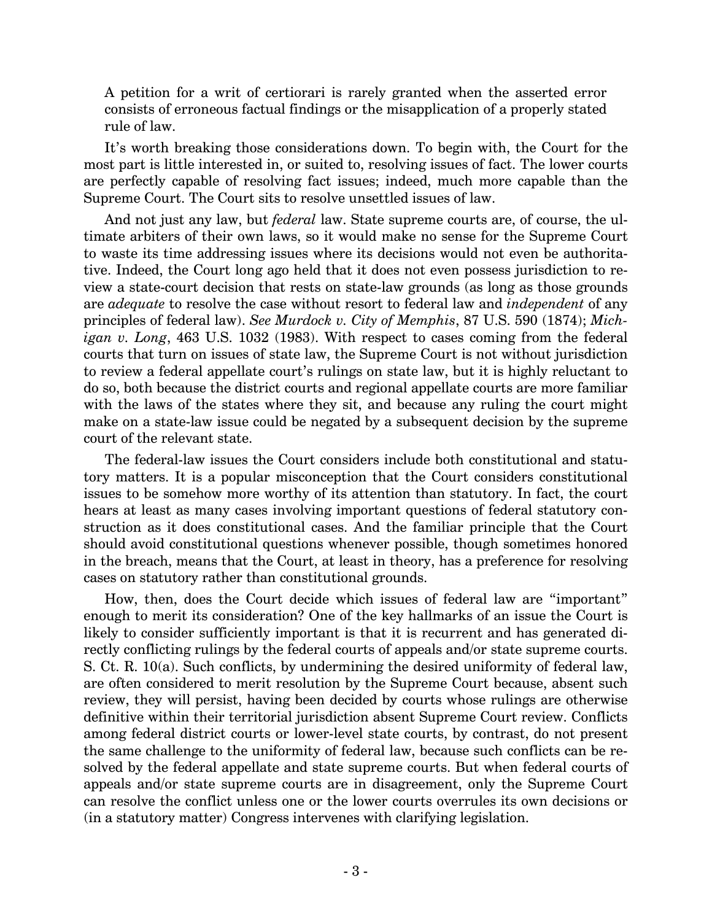> A petition for a writ of certiorari is rarely granted when the asserted error consists of erroneous factual findings or the misapplication of a properly stated rule of law.

It's worth breaking those considerations down. To begin with, the Court for the most part is little interested in, or suited to, resolving issues of fact. The lower courts are perfectly capable of resolving fact issues; indeed, much more capable than the Supreme Court. The Court sits to resolve unsettled issues of law.

And not just any law, but *federal* law. State supreme courts are, of course, the ultimate arbiters of their own laws, so it would make no sense for the Supreme Court to waste its time addressing issues where its decisions would not even be authoritative. Indeed, the Court long ago held that it does not even possess jurisdiction to review a state-court decision that rests on state-law grounds (as long as those grounds are *adequate* to resolve the case without resort to federal law and *independent* of any principles of federal law). *See Murdock v. City of Memphis*, 87 U.S. 590 (1874); *Michigan v. Long*, 463 U.S. 1032 (1983). With respect to cases coming from the federal courts that turn on issues of state law, the Supreme Court is not without jurisdiction to review a federal appellate court's rulings on state law, but it is highly reluctant to do so, both because the district courts and regional appellate courts are more familiar with the laws of the states where they sit, and because any ruling the court might make on a state-law issue could be negated by a subsequent decision by the supreme court of the relevant state.

The federal-law issues the Court considers include both constitutional and statutory matters. It is a popular misconception that the Court considers constitutional issues to be somehow more worthy of its attention than statutory. In fact, the court hears at least as many cases involving important questions of federal statutory construction as it does constitutional cases. And the familiar principle that the Court should avoid constitutional questions whenever possible, though sometimes honored in the breach, means that the Court, at least in theory, has a preference for resolving cases on statutory rather than constitutional grounds.

How, then, does the Court decide which issues of federal law are "important" enough to merit its consideration? One of the key hallmarks of an issue the Court is likely to consider sufficiently important is that it is recurrent and has generated directly conflicting rulings by the federal courts of appeals and/or state supreme courts. S. Ct. R. 10(a). Such conflicts, by undermining the desired uniformity of federal law, are often considered to merit resolution by the Supreme Court because, absent such review, they will persist, having been decided by courts whose rulings are otherwise definitive within their territorial jurisdiction absent Supreme Court review. Conflicts among federal district courts or lower-level state courts, by contrast, do not present the same challenge to the uniformity of federal law, because such conflicts can be resolved by the federal appellate and state supreme courts. But when federal courts of appeals and/or state supreme courts are in disagreement, only the Supreme Court can resolve the conflict unless one or the lower courts overrules its own decisions or (in a statutory matter) Congress intervenes with clarifying legislation.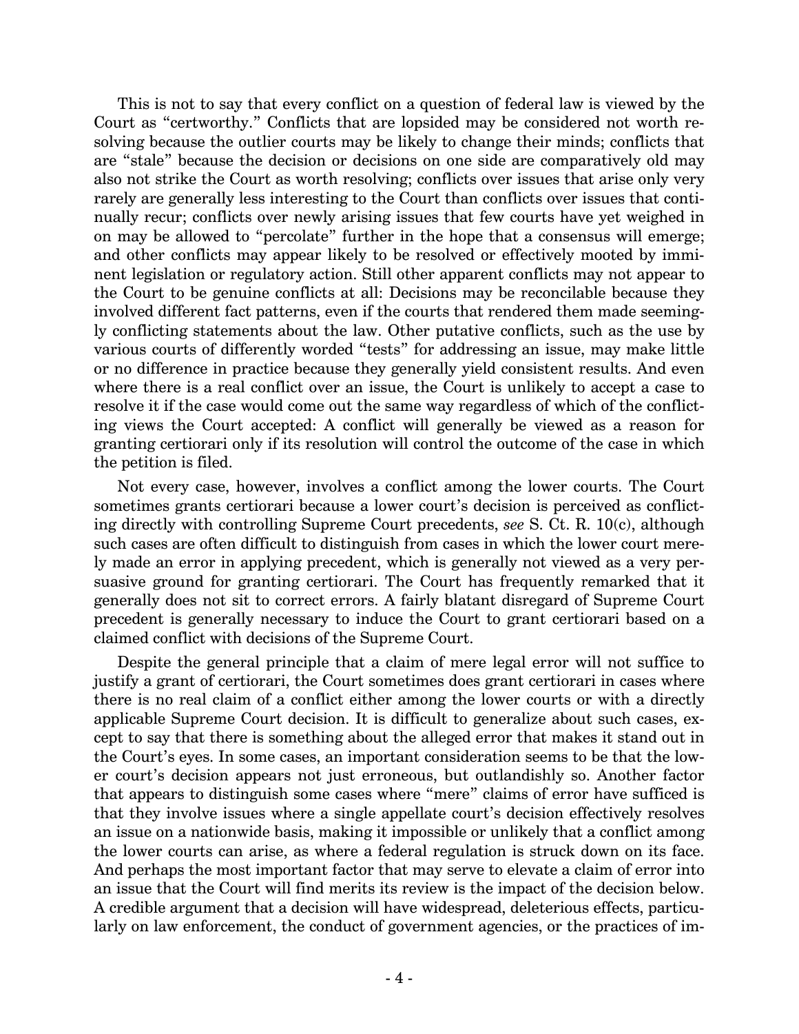This is not to say that every conflict on a question of federal law is viewed by the Court as "certworthy." Conflicts that are lopsided may be considered not worth resolving because the outlier courts may be likely to change their minds; conflicts that are "stale" because the decision or decisions on one side are comparatively old may also not strike the Court as worth resolving; conflicts over issues that arise only very rarely are generally less interesting to the Court than conflicts over issues that continually recur; conflicts over newly arising issues that few courts have yet weighed in on may be allowed to "percolate" further in the hope that a consensus will emerge; and other conflicts may appear likely to be resolved or effectively mooted by imminent legislation or regulatory action. Still other apparent conflicts may not appear to the Court to be genuine conflicts at all: Decisions may be reconcilable because they involved different fact patterns, even if the courts that rendered them made seemingly conflicting statements about the law. Other putative conflicts, such as the use by various courts of differently worded "tests" for addressing an issue, may make little or no difference in practice because they generally yield consistent results. And even where there is a real conflict over an issue, the Court is unlikely to accept a case to resolve it if the case would come out the same way regardless of which of the conflicting views the Court accepted: A conflict will generally be viewed as a reason for granting certiorari only if its resolution will control the outcome of the case in which the petition is filed.

Not every case, however, involves a conflict among the lower courts. The Court sometimes grants certiorari because a lower court's decision is perceived as conflicting directly with controlling Supreme Court precedents, *see* S. Ct. R. 10(c), although such cases are often difficult to distinguish from cases in which the lower court merely made an error in applying precedent, which is generally not viewed as a very persuasive ground for granting certiorari. The Court has frequently remarked that it generally does not sit to correct errors. A fairly blatant disregard of Supreme Court precedent is generally necessary to induce the Court to grant certiorari based on a claimed conflict with decisions of the Supreme Court.

Despite the general principle that a claim of mere legal error will not suffice to justify a grant of certiorari, the Court sometimes does grant certiorari in cases where there is no real claim of a conflict either among the lower courts or with a directly applicable Supreme Court decision. It is difficult to generalize about such cases, except to say that there is something about the alleged error that makes it stand out in the Court's eyes. In some cases, an important consideration seems to be that the lower court's decision appears not just erroneous, but outlandishly so. Another factor that appears to distinguish some cases where "mere" claims of error have sufficed is that they involve issues where a single appellate court's decision effectively resolves an issue on a nationwide basis, making it impossible or unlikely that a conflict among the lower courts can arise, as where a federal regulation is struck down on its face. And perhaps the most important factor that may serve to elevate a claim of error into an issue that the Court will find merits its review is the impact of the decision below. A credible argument that a decision will have widespread, deleterious effects, particularly on law enforcement, the conduct of government agencies, or the practices of im-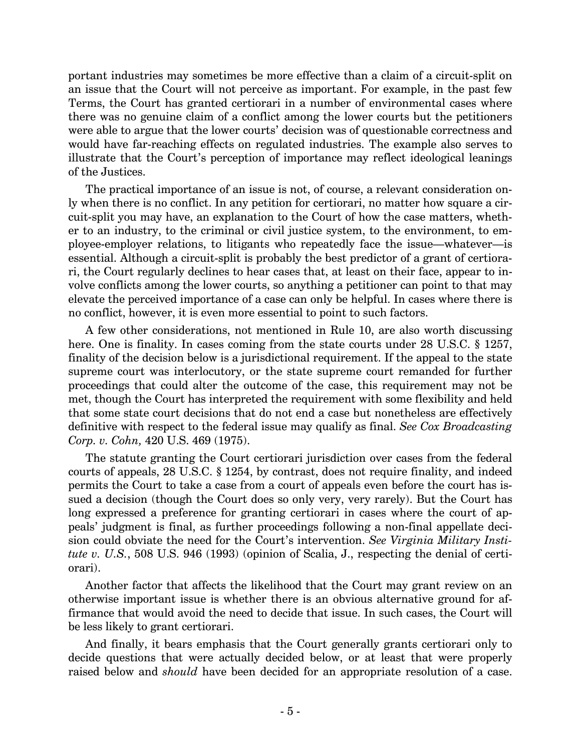portant industries may sometimes be more effective than a claim of a circuit-split on an issue that the Court will not perceive as important. For example, in the past few Terms, the Court has granted certiorari in a number of environmental cases where there was no genuine claim of a conflict among the lower courts but the petitioners were able to argue that the lower courts' decision was of questionable correctness and would have far-reaching effects on regulated industries. The example also serves to illustrate that the Court's perception of importance may reflect ideological leanings of the Justices.

The practical importance of an issue is not, of course, a relevant consideration only when there is no conflict. In any petition for certiorari, no matter how square a circuit-split you may have, an explanation to the Court of how the case matters, whether to an industry, to the criminal or civil justice system, to the environment, to employee-employer relations, to litigants who repeatedly face the issue—whatever—is essential. Although a circuit-split is probably the best predictor of a grant of certiorari, the Court regularly declines to hear cases that, at least on their face, appear to involve conflicts among the lower courts, so anything a petitioner can point to that may elevate the perceived importance of a case can only be helpful. In cases where there is no conflict, however, it is even more essential to point to such factors.

A few other considerations, not mentioned in Rule 10, are also worth discussing here. One is finality. In cases coming from the state courts under 28 U.S.C. § 1257, finality of the decision below is a jurisdictional requirement. If the appeal to the state supreme court was interlocutory, or the state supreme court remanded for further proceedings that could alter the outcome of the case, this requirement may not be met, though the Court has interpreted the requirement with some flexibility and held that some state court decisions that do not end a case but nonetheless are effectively definitive with respect to the federal issue may qualify as final. *See Cox Broadcasting Corp. v. Cohn,* 420 U.S. 469 (1975).

The statute granting the Court certiorari jurisdiction over cases from the federal courts of appeals, 28 U.S.C. § 1254, by contrast, does not require finality, and indeed permits the Court to take a case from a court of appeals even before the court has issued a decision (though the Court does so only very, very rarely). But the Court has long expressed a preference for granting certiorari in cases where the court of appeals' judgment is final, as further proceedings following a non-final appellate decision could obviate the need for the Court's intervention. *See Virginia Military Institute v. U.S.*, 508 U.S. 946 (1993) (opinion of Scalia, J., respecting the denial of certiorari).

Another factor that affects the likelihood that the Court may grant review on an otherwise important issue is whether there is an obvious alternative ground for affirmance that would avoid the need to decide that issue. In such cases, the Court will be less likely to grant certiorari.

And finally, it bears emphasis that the Court generally grants certiorari only to decide questions that were actually decided below, or at least that were properly raised below and *should* have been decided for an appropriate resolution of a case.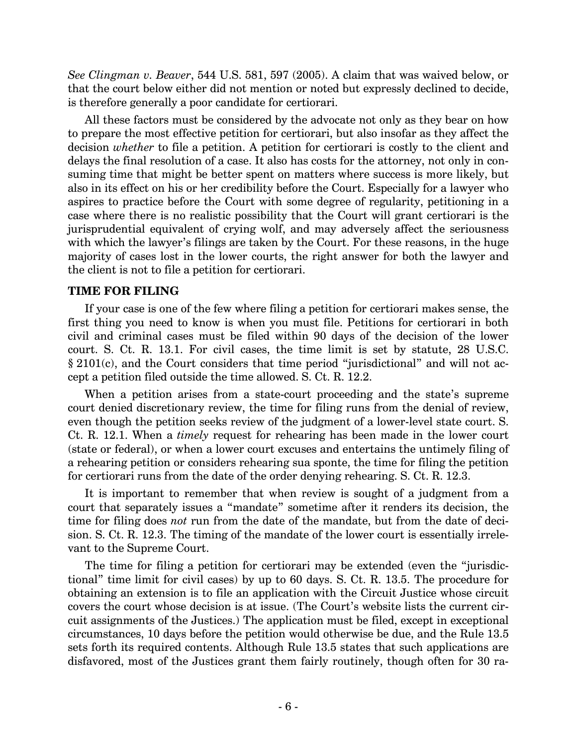*See Clingman v. Beaver*, 544 U.S. 581, 597 (2005). A claim that was waived below, or that the court below either did not mention or noted but expressly declined to decide, is therefore generally a poor candidate for certiorari.

All these factors must be considered by the advocate not only as they bear on how to prepare the most effective petition for certiorari, but also insofar as they affect the decision *whether* to file a petition. A petition for certiorari is costly to the client and delays the final resolution of a case. It also has costs for the attorney, not only in consuming time that might be better spent on matters where success is more likely, but also in its effect on his or her credibility before the Court. Especially for a lawyer who aspires to practice before the Court with some degree of regularity, petitioning in a case where there is no realistic possibility that the Court will grant certiorari is the jurisprudential equivalent of crying wolf, and may adversely affect the seriousness with which the lawyer's filings are taken by the Court. For these reasons, in the huge majority of cases lost in the lower courts, the right answer for both the lawyer and the client is not to file a petition for certiorari.

## TIME FOR FILING

If your case is one of the few where filing a petition for certiorari makes sense, the first thing you need to know is when you must file. Petitions for certiorari in both civil and criminal cases must be filed within 90 days of the decision of the lower court. S. Ct. R. 13.1. For civil cases, the time limit is set by statute, 28 U.S.C. § 2101(c), and the Court considers that time period "jurisdictional" and will not accept a petition filed outside the time allowed. S. Ct. R. 12.2.

When a petition arises from a state-court proceeding and the state's supreme court denied discretionary review, the time for filing runs from the denial of review, even though the petition seeks review of the judgment of a lower-level state court. S. Ct. R. 12.1. When a *timely* request for rehearing has been made in the lower court (state or federal), or when a lower court excuses and entertains the untimely filing of a rehearing petition or considers rehearing sua sponte, the time for filing the petition for certiorari runs from the date of the order denying rehearing. S. Ct. R. 12.3.

It is important to remember that when review is sought of a judgment from a court that separately issues a "mandate" sometime after it renders its decision, the time for filing does *not* run from the date of the mandate, but from the date of decision. S. Ct. R. 12.3. The timing of the mandate of the lower court is essentially irrelevant to the Supreme Court.

The time for filing a petition for certiorari may be extended (even the "jurisdictional" time limit for civil cases) by up to 60 days. S. Ct. R. 13.5. The procedure for obtaining an extension is to file an application with the Circuit Justice whose circuit covers the court whose decision is at issue. (The Court's website lists the current circuit assignments of the Justices.) The application must be filed, except in exceptional circumstances, 10 days before the petition would otherwise be due, and the Rule 13.5 sets forth its required contents. Although Rule 13.5 states that such applications are disfavored, most of the Justices grant them fairly routinely, though often for 30 ra-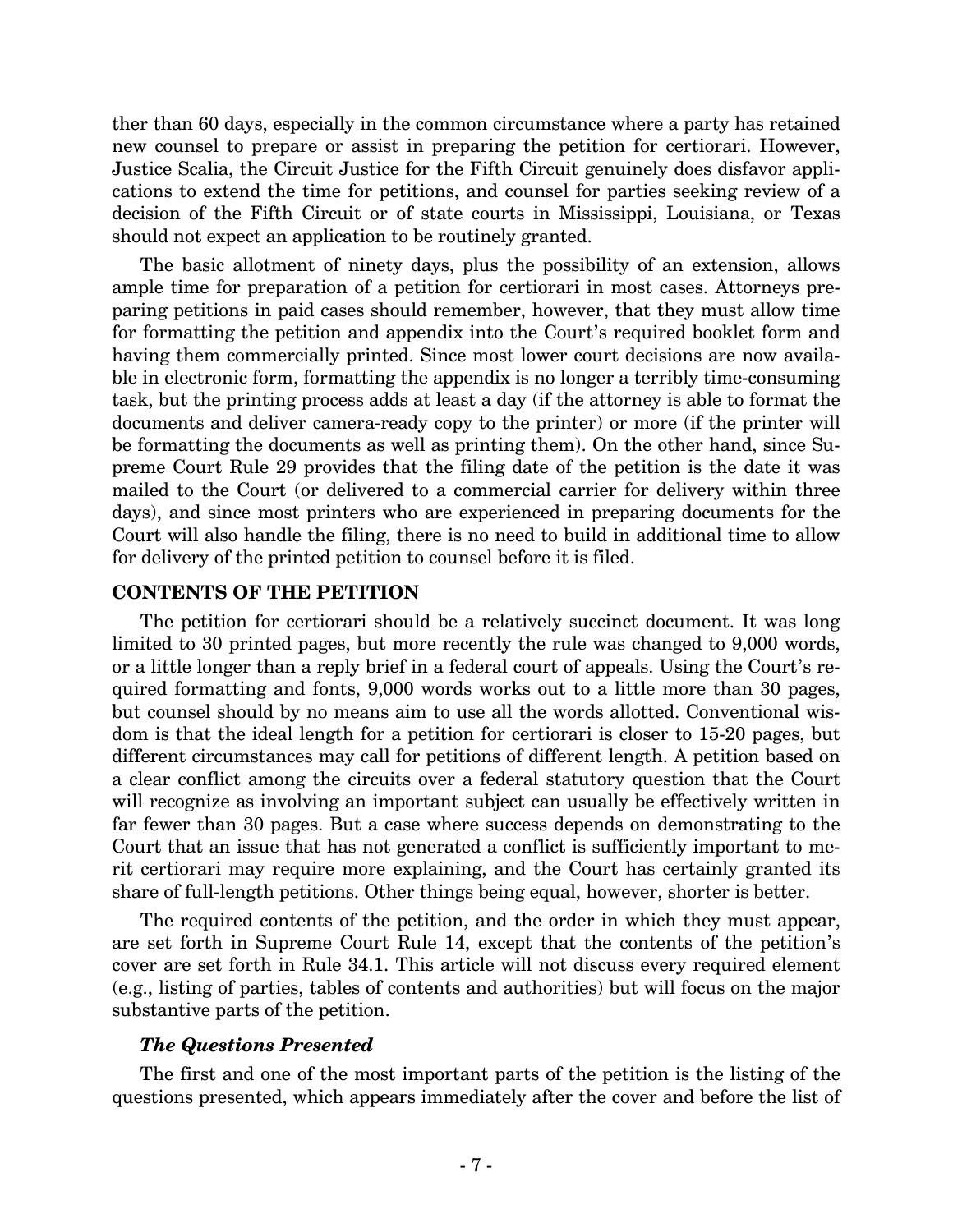ther than 60 days, especially in the common circumstance where a party has retained new counsel to prepare or assist in preparing the petition for certiorari. However, Justice Scalia, the Circuit Justice for the Fifth Circuit genuinely does disfavor applications to extend the time for petitions, and counsel for parties seeking review of a decision of the Fifth Circuit or of state courts in Mississippi, Louisiana, or Texas should not expect an application to be routinely granted.

The basic allotment of ninety days, plus the possibility of an extension, allows ample time for preparation of a petition for certiorari in most cases. Attorneys preparing petitions in paid cases should remember, however, that they must allow time for formatting the petition and appendix into the Court's required booklet form and having them commercially printed. Since most lower court decisions are now available in electronic form, formatting the appendix is no longer a terribly time-consuming task, but the printing process adds at least a day (if the attorney is able to format the documents and deliver camera-ready copy to the printer) or more (if the printer will be formatting the documents as well as printing them). On the other hand, since Supreme Court Rule 29 provides that the filing date of the petition is the date it was mailed to the Court (or delivered to a commercial carrier for delivery within three days), and since most printers who are experienced in preparing documents for the Court will also handle the filing, there is no need to build in additional time to allow for delivery of the printed petition to counsel before it is filed.

## CONTENTS OF THE PETITION

The petition for certiorari should be a relatively succinct document. It was long limited to 30 printed pages, but more recently the rule was changed to 9,000 words, or a little longer than a reply brief in a federal court of appeals. Using the Court's required formatting and fonts, 9,000 words works out to a little more than 30 pages, but counsel should by no means aim to use all the words allotted. Conventional wisdom is that the ideal length for a petition for certiorari is closer to 15-20 pages, but different circumstances may call for petitions of different length. A petition based on a clear conflict among the circuits over a federal statutory question that the Court will recognize as involving an important subject can usually be effectively written in far fewer than 30 pages. But a case where success depends on demonstrating to the Court that an issue that has not generated a conflict is sufficiently important to merit certiorari may require more explaining, and the Court has certainly granted its share of full-length petitions. Other things being equal, however, shorter is better.

The required contents of the petition, and the order in which they must appear, are set forth in Supreme Court Rule 14, except that the contents of the petition's cover are set forth in Rule 34.1. This article will not discuss every required element (e.g., listing of parties, tables of contents and authorities) but will focus on the major substantive parts of the petition.

### *The Questions Presented*

The first and one of the most important parts of the petition is the listing of the questions presented, which appears immediately after the cover and before the list of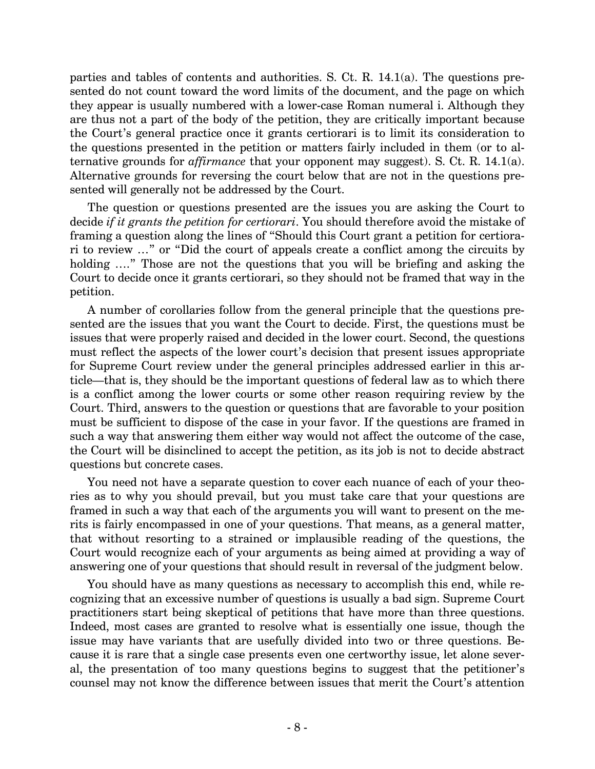parties and tables of contents and authorities. S. Ct. R. 14.1(a). The questions presented do not count toward the word limits of the document, and the page on which they appear is usually numbered with a lower-case Roman numeral i. Although they are thus not a part of the body of the petition, they are critically important because the Court's general practice once it grants certiorari is to limit its consideration to the questions presented in the petition or matters fairly included in them (or to alternative grounds for *affirmance* that your opponent may suggest). S. Ct. R. 14.1(a). Alternative grounds for reversing the court below that are not in the questions presented will generally not be addressed by the Court.

The question or questions presented are the issues you are asking the Court to decide *if it grants the petition for certiorari*. You should therefore avoid the mistake of framing a question along the lines of "Should this Court grant a petition for certiorari to review …" or "Did the court of appeals create a conflict among the circuits by holding …." Those are not the questions that you will be briefing and asking the Court to decide once it grants certiorari, so they should not be framed that way in the petition.

A number of corollaries follow from the general principle that the questions presented are the issues that you want the Court to decide. First, the questions must be issues that were properly raised and decided in the lower court. Second, the questions must reflect the aspects of the lower court's decision that present issues appropriate for Supreme Court review under the general principles addressed earlier in this article—that is, they should be the important questions of federal law as to which there is a conflict among the lower courts or some other reason requiring review by the Court. Third, answers to the question or questions that are favorable to your position must be sufficient to dispose of the case in your favor. If the questions are framed in such a way that answering them either way would not affect the outcome of the case, the Court will be disinclined to accept the petition, as its job is not to decide abstract questions but concrete cases.

You need not have a separate question to cover each nuance of each of your theories as to why you should prevail, but you must take care that your questions are framed in such a way that each of the arguments you will want to present on the merits is fairly encompassed in one of your questions. That means, as a general matter, that without resorting to a strained or implausible reading of the questions, the Court would recognize each of your arguments as being aimed at providing a way of answering one of your questions that should result in reversal of the judgment below.

You should have as many questions as necessary to accomplish this end, while recognizing that an excessive number of questions is usually a bad sign. Supreme Court practitioners start being skeptical of petitions that have more than three questions. Indeed, most cases are granted to resolve what is essentially one issue, though the issue may have variants that are usefully divided into two or three questions. Because it is rare that a single case presents even one certworthy issue, let alone several, the presentation of too many questions begins to suggest that the petitioner's counsel may not know the difference between issues that merit the Court's attention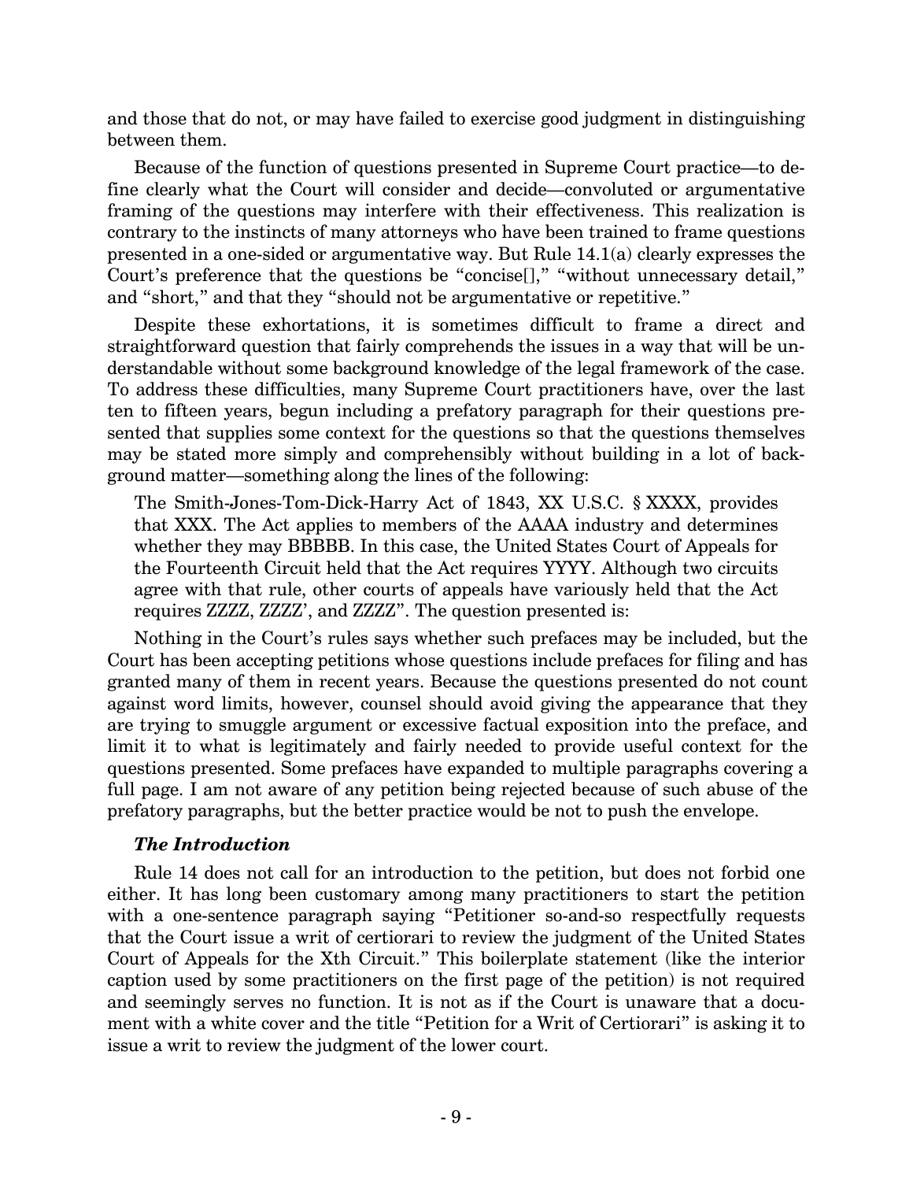and those that do not, or may have failed to exercise good judgment in distinguishing between them.

Because of the function of questions presented in Supreme Court practice—to define clearly what the Court will consider and decide—convoluted or argumentative framing of the questions may interfere with their effectiveness. This realization is contrary to the instincts of many attorneys who have been trained to frame questions presented in a one-sided or argumentative way. But Rule 14.1(a) clearly expresses the Court's preference that the questions be "concise[]," "without unnecessary detail," and "short," and that they "should not be argumentative or repetitive."

Despite these exhortations, it is sometimes difficult to frame a direct and straightforward question that fairly comprehends the issues in a way that will be understandable without some background knowledge of the legal framework of the case. To address these difficulties, many Supreme Court practitioners have, over the last ten to fifteen years, begun including a prefatory paragraph for their questions presented that supplies some context for the questions so that the questions themselves may be stated more simply and comprehensibly without building in a lot of background matter—something along the lines of the following:

> The Smith-Jones-Tom-Dick-Harry Act of 1843, XX U.S.C. § XXXX, provides that XXX. The Act applies to members of the AAAA industry and determines whether they may BBBBB. In this case, the United States Court of Appeals for the Fourteenth Circuit held that the Act requires YYYY. Although two circuits agree with that rule, other courts of appeals have variously held that the Act requires ZZZZ, ZZZZ', and ZZZZ". The question presented is:

Nothing in the Court's rules says whether such prefaces may be included, but the Court has been accepting petitions whose questions include prefaces for filing and has granted many of them in recent years. Because the questions presented do not count against word limits, however, counsel should avoid giving the appearance that they are trying to smuggle argument or excessive factual exposition into the preface, and limit it to what is legitimately and fairly needed to provide useful context for the questions presented. Some prefaces have expanded to multiple paragraphs covering a full page. I am not aware of any petition being rejected because of such abuse of the prefatory paragraphs, but the better practice would be not to push the envelope.

### *The Introduction*

Rule 14 does not call for an introduction to the petition, but does not forbid one either. It has long been customary among many practitioners to start the petition with a one-sentence paragraph saying "Petitioner so-and-so respectfully requests that the Court issue a writ of certiorari to review the judgment of the United States Court of Appeals for the Xth Circuit." This boilerplate statement (like the interior caption used by some practitioners on the first page of the petition) is not required and seemingly serves no function. It is not as if the Court is unaware that a document with a white cover and the title "Petition for a Writ of Certiorari" is asking it to issue a writ to review the judgment of the lower court.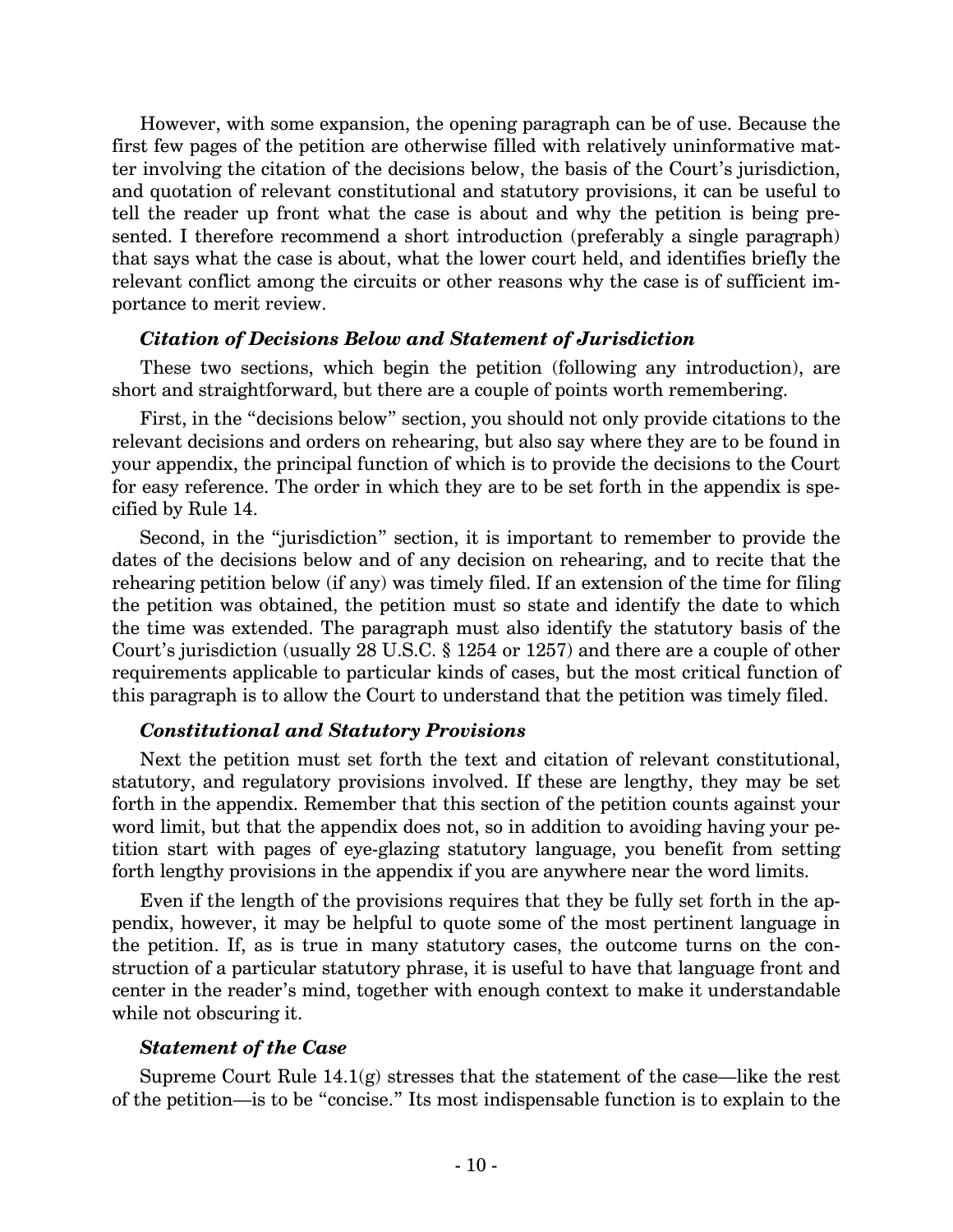However, with some expansion, the opening paragraph can be of use. Because the first few pages of the petition are otherwise filled with relatively uninformative matter involving the citation of the decisions below, the basis of the Court's jurisdiction, and quotation of relevant constitutional and statutory provisions, it can be useful to tell the reader up front what the case is about and why the petition is being presented. I therefore recommend a short introduction (preferably a single paragraph) that says what the case is about, what the lower court held, and identifies briefly the relevant conflict among the circuits or other reasons why the case is of sufficient importance to merit review.

### *Citation of Decisions Below and Statement of Jurisdiction*

These two sections, which begin the petition (following any introduction), are short and straightforward, but there are a couple of points worth remembering.

First, in the "decisions below" section, you should not only provide citations to the relevant decisions and orders on rehearing, but also say where they are to be found in your appendix, the principal function of which is to provide the decisions to the Court for easy reference. The order in which they are to be set forth in the appendix is specified by Rule 14.

Second, in the "jurisdiction" section, it is important to remember to provide the dates of the decisions below and of any decision on rehearing, and to recite that the rehearing petition below (if any) was timely filed. If an extension of the time for filing the petition was obtained, the petition must so state and identify the date to which the time was extended. The paragraph must also identify the statutory basis of the Court's jurisdiction (usually 28 U.S.C. § 1254 or 1257) and there are a couple of other requirements applicable to particular kinds of cases, but the most critical function of this paragraph is to allow the Court to understand that the petition was timely filed.

### *Constitutional and Statutory Provisions*

Next the petition must set forth the text and citation of relevant constitutional, statutory, and regulatory provisions involved. If these are lengthy, they may be set forth in the appendix. Remember that this section of the petition counts against your word limit, but that the appendix does not, so in addition to avoiding having your petition start with pages of eye-glazing statutory language, you benefit from setting forth lengthy provisions in the appendix if you are anywhere near the word limits.

Even if the length of the provisions requires that they be fully set forth in the appendix, however, it may be helpful to quote some of the most pertinent language in the petition. If, as is true in many statutory cases, the outcome turns on the construction of a particular statutory phrase, it is useful to have that language front and center in the reader's mind, together with enough context to make it understandable while not obscuring it.

### *Statement of the Case*

Supreme Court Rule 14.1(g) stresses that the statement of the case—like the rest of the petition—is to be "concise." Its most indispensable function is to explain to the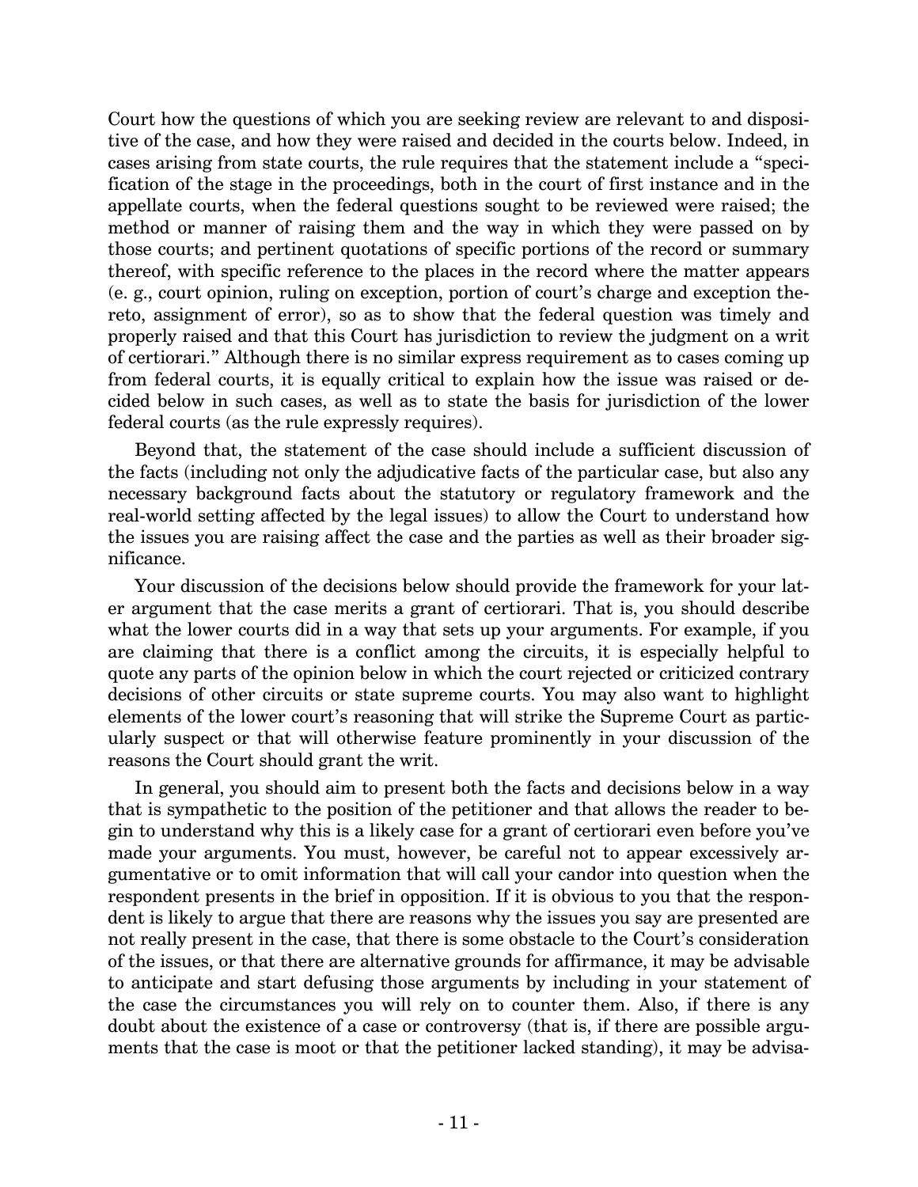Court how the questions of which you are seeking review are relevant to and dispositive of the case, and how they were raised and decided in the courts below. Indeed, in cases arising from state courts, the rule requires that the statement include a "specification of the stage in the proceedings, both in the court of first instance and in the appellate courts, when the federal questions sought to be reviewed were raised; the method or manner of raising them and the way in which they were passed on by those courts; and pertinent quotations of specific portions of the record or summary thereof, with specific reference to the places in the record where the matter appears (e. g., court opinion, ruling on exception, portion of court's charge and exception thereto, assignment of error), so as to show that the federal question was timely and properly raised and that this Court has jurisdiction to review the judgment on a writ of certiorari." Although there is no similar express requirement as to cases coming up from federal courts, it is equally critical to explain how the issue was raised or decided below in such cases, as well as to state the basis for jurisdiction of the lower federal courts (as the rule expressly requires).

Beyond that, the statement of the case should include a sufficient discussion of the facts (including not only the adjudicative facts of the particular case, but also any necessary background facts about the statutory or regulatory framework and the real-world setting affected by the legal issues) to allow the Court to understand how the issues you are raising affect the case and the parties as well as their broader significance.

Your discussion of the decisions below should provide the framework for your later argument that the case merits a grant of certiorari. That is, you should describe what the lower courts did in a way that sets up your arguments. For example, if you are claiming that there is a conflict among the circuits, it is especially helpful to quote any parts of the opinion below in which the court rejected or criticized contrary decisions of other circuits or state supreme courts. You may also want to highlight elements of the lower court's reasoning that will strike the Supreme Court as particularly suspect or that will otherwise feature prominently in your discussion of the reasons the Court should grant the writ.

In general, you should aim to present both the facts and decisions below in a way that is sympathetic to the position of the petitioner and that allows the reader to begin to understand why this is a likely case for a grant of certiorari even before you've made your arguments. You must, however, be careful not to appear excessively argumentative or to omit information that will call your candor into question when the respondent presents in the brief in opposition. If it is obvious to you that the respondent is likely to argue that there are reasons why the issues you say are presented are not really present in the case, that there is some obstacle to the Court's consideration of the issues, or that there are alternative grounds for affirmance, it may be advisable to anticipate and start defusing those arguments by including in your statement of the case the circumstances you will rely on to counter them. Also, if there is any doubt about the existence of a case or controversy (that is, if there are possible arguments that the case is moot or that the petitioner lacked standing), it may be advisa-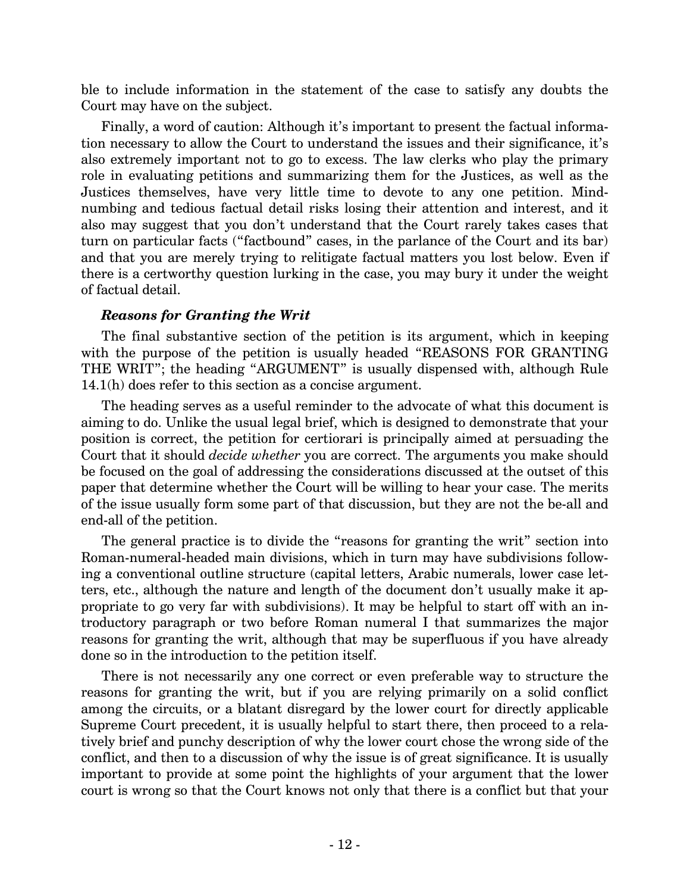ble to include information in the statement of the case to satisfy any doubts the Court may have on the subject.

Finally, a word of caution: Although it's important to present the factual information necessary to allow the Court to understand the issues and their significance, it's also extremely important not to go to excess. The law clerks who play the primary role in evaluating petitions and summarizing them for the Justices, as well as the Justices themselves, have very little time to devote to any one petition. Mind-numbing and tedious factual detail risks losing their attention and interest, and it also may suggest that you don't understand that the Court rarely takes cases that turn on particular facts ("factbound" cases, in the parlance of the Court and its bar) and that you are merely trying to relitigate factual matters you lost below. Even if there is a certworthy question lurking in the case, you may bury it under the weight of factual detail.

### *Reasons for Granting the Writ*

The final substantive section of the petition is its argument, which in keeping with the purpose of the petition is usually headed "REASONS FOR GRANTING THE WRIT"; the heading "ARGUMENT" is usually dispensed with, although Rule 14.1(h) does refer to this section as a concise argument.

The heading serves as a useful reminder to the advocate of what this document is aiming to do. Unlike the usual legal brief, which is designed to demonstrate that your position is correct, the petition for certiorari is principally aimed at persuading the Court that it should *decide whether* you are correct. The arguments you make should be focused on the goal of addressing the considerations discussed at the outset of this paper that determine whether the Court will be willing to hear your case. The merits of the issue usually form some part of that discussion, but they are not the be-all and end-all of the petition.

The general practice is to divide the "reasons for granting the writ" section into Roman-numeral-headed main divisions, which in turn may have subdivisions following a conventional outline structure (capital letters, Arabic numerals, lower case letters, etc., although the nature and length of the document don't usually make it appropriate to go very far with subdivisions). It may be helpful to start off with an introductory paragraph or two before Roman numeral I that summarizes the major reasons for granting the writ, although that may be superfluous if you have already done so in the introduction to the petition itself.

There is not necessarily any one correct or even preferable way to structure the reasons for granting the writ, but if you are relying primarily on a solid conflict among the circuits, or a blatant disregard by the lower court for directly applicable Supreme Court precedent, it is usually helpful to start there, then proceed to a relatively brief and punchy description of why the lower court chose the wrong side of the conflict, and then to a discussion of why the issue is of great significance. It is usually important to provide at some point the highlights of your argument that the lower court is wrong so that the Court knows not only that there is a conflict but that your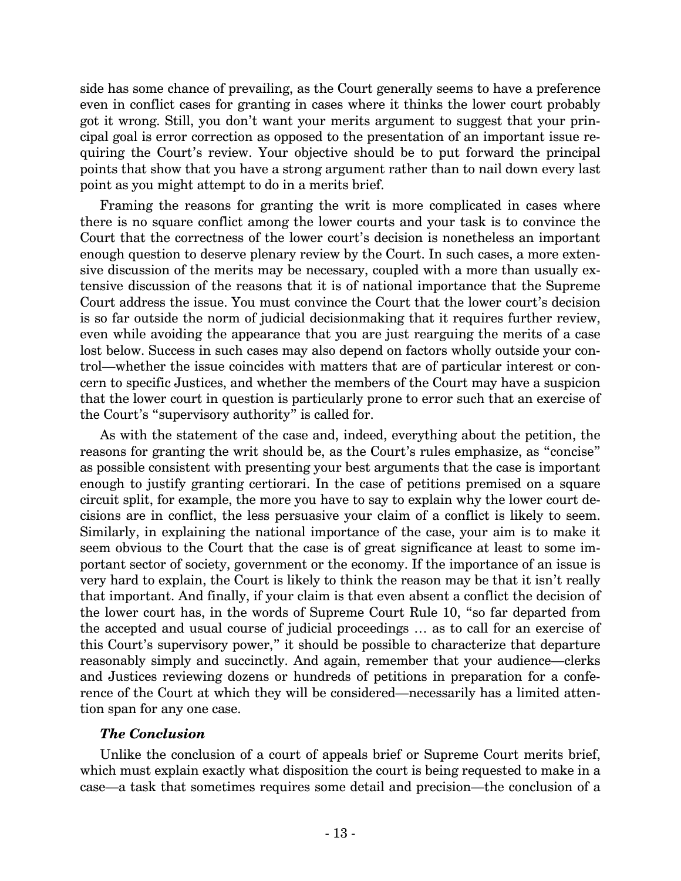side has some chance of prevailing, as the Court generally seems to have a preference even in conflict cases for granting in cases where it thinks the lower court probably got it wrong. Still, you don't want your merits argument to suggest that your principal goal is error correction as opposed to the presentation of an important issue requiring the Court's review. Your objective should be to put forward the principal points that show that you have a strong argument rather than to nail down every last point as you might attempt to do in a merits brief.

Framing the reasons for granting the writ is more complicated in cases where there is no square conflict among the lower courts and your task is to convince the Court that the correctness of the lower court's decision is nonetheless an important enough question to deserve plenary review by the Court. In such cases, a more extensive discussion of the merits may be necessary, coupled with a more than usually extensive discussion of the reasons that it is of national importance that the Supreme Court address the issue. You must convince the Court that the lower court's decision is so far outside the norm of judicial decisionmaking that it requires further review, even while avoiding the appearance that you are just rearguing the merits of a case lost below. Success in such cases may also depend on factors wholly outside your control—whether the issue coincides with matters that are of particular interest or concern to specific Justices, and whether the members of the Court may have a suspicion that the lower court in question is particularly prone to error such that an exercise of the Court's "supervisory authority" is called for.

As with the statement of the case and, indeed, everything about the petition, the reasons for granting the writ should be, as the Court's rules emphasize, as "concise" as possible consistent with presenting your best arguments that the case is important enough to justify granting certiorari. In the case of petitions premised on a square circuit split, for example, the more you have to say to explain why the lower court decisions are in conflict, the less persuasive your claim of a conflict is likely to seem. Similarly, in explaining the national importance of the case, your aim is to make it seem obvious to the Court that the case is of great significance at least to some important sector of society, government or the economy. If the importance of an issue is very hard to explain, the Court is likely to think the reason may be that it isn't really that important. And finally, if your claim is that even absent a conflict the decision of the lower court has, in the words of Supreme Court Rule 10, "so far departed from the accepted and usual course of judicial proceedings … as to call for an exercise of this Court's supervisory power," it should be possible to characterize that departure reasonably simply and succinctly. And again, remember that your audience—clerks and Justices reviewing dozens or hundreds of petitions in preparation for a conference of the Court at which they will be considered—necessarily has a limited attention span for any one case.

### *The Conclusion*

Unlike the conclusion of a court of appeals brief or Supreme Court merits brief, which must explain exactly what disposition the court is being requested to make in a case—a task that sometimes requires some detail and precision—the conclusion of a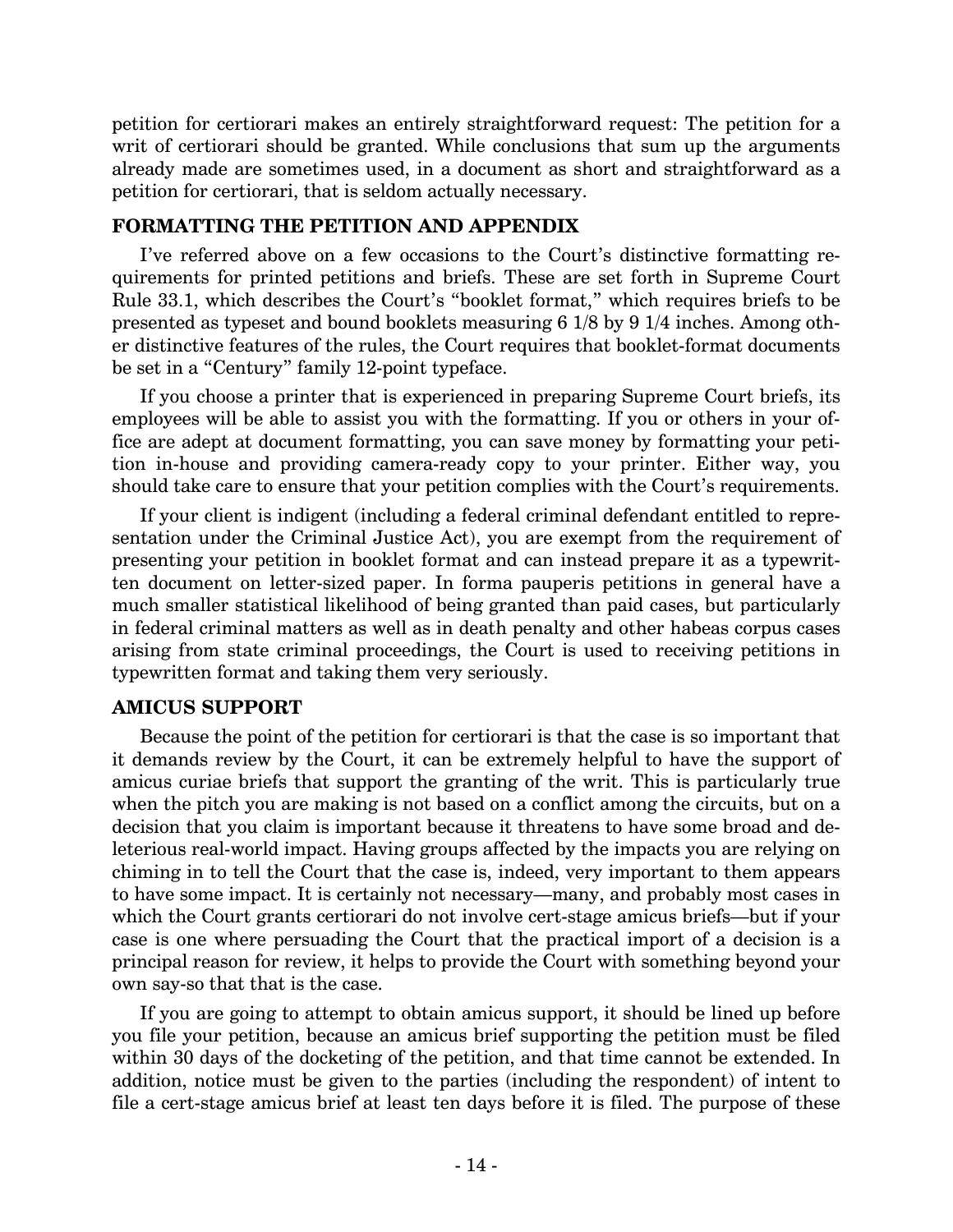petition for certiorari makes an entirely straightforward request: The petition for a writ of certiorari should be granted. While conclusions that sum up the arguments already made are sometimes used, in a document as short and straightforward as a petition for certiorari, that is seldom actually necessary.

## FORMATTING THE PETITION AND APPENDIX

I've referred above on a few occasions to the Court's distinctive formatting requirements for printed petitions and briefs. These are set forth in Supreme Court Rule 33.1, which describes the Court's "booklet format," which requires briefs to be presented as typeset and bound booklets measuring 6 1/8 by 9 1/4 inches. Among other distinctive features of the rules, the Court requires that booklet-format documents be set in a "Century" family 12-point typeface.

If you choose a printer that is experienced in preparing Supreme Court briefs, its employees will be able to assist you with the formatting. If you or others in your office are adept at document formatting, you can save money by formatting your petition in-house and providing camera-ready copy to your printer. Either way, you should take care to ensure that your petition complies with the Court's requirements.

If your client is indigent (including a federal criminal defendant entitled to representation under the Criminal Justice Act), you are exempt from the requirement of presenting your petition in booklet format and can instead prepare it as a typewritten document on letter-sized paper. In forma pauperis petitions in general have a much smaller statistical likelihood of being granted than paid cases, but particularly in federal criminal matters as well as in death penalty and other habeas corpus cases arising from state criminal proceedings, the Court is used to receiving petitions in typewritten format and taking them very seriously.

## AMICUS SUPPORT

Because the point of the petition for certiorari is that the case is so important that it demands review by the Court, it can be extremely helpful to have the support of amicus curiae briefs that support the granting of the writ. This is particularly true when the pitch you are making is not based on a conflict among the circuits, but on a decision that you claim is important because it threatens to have some broad and deleterious real-world impact. Having groups affected by the impacts you are relying on chiming in to tell the Court that the case is, indeed, very important to them appears to have some impact. It is certainly not necessary—many, and probably most cases in which the Court grants certiorari do not involve cert-stage amicus briefs—but if your case is one where persuading the Court that the practical import of a decision is a principal reason for review, it helps to provide the Court with something beyond your own say-so that that is the case.

If you are going to attempt to obtain amicus support, it should be lined up before you file your petition, because an amicus brief supporting the petition must be filed within 30 days of the docketing of the petition, and that time cannot be extended. In addition, notice must be given to the parties (including the respondent) of intent to file a cert-stage amicus brief at least ten days before it is filed. The purpose of these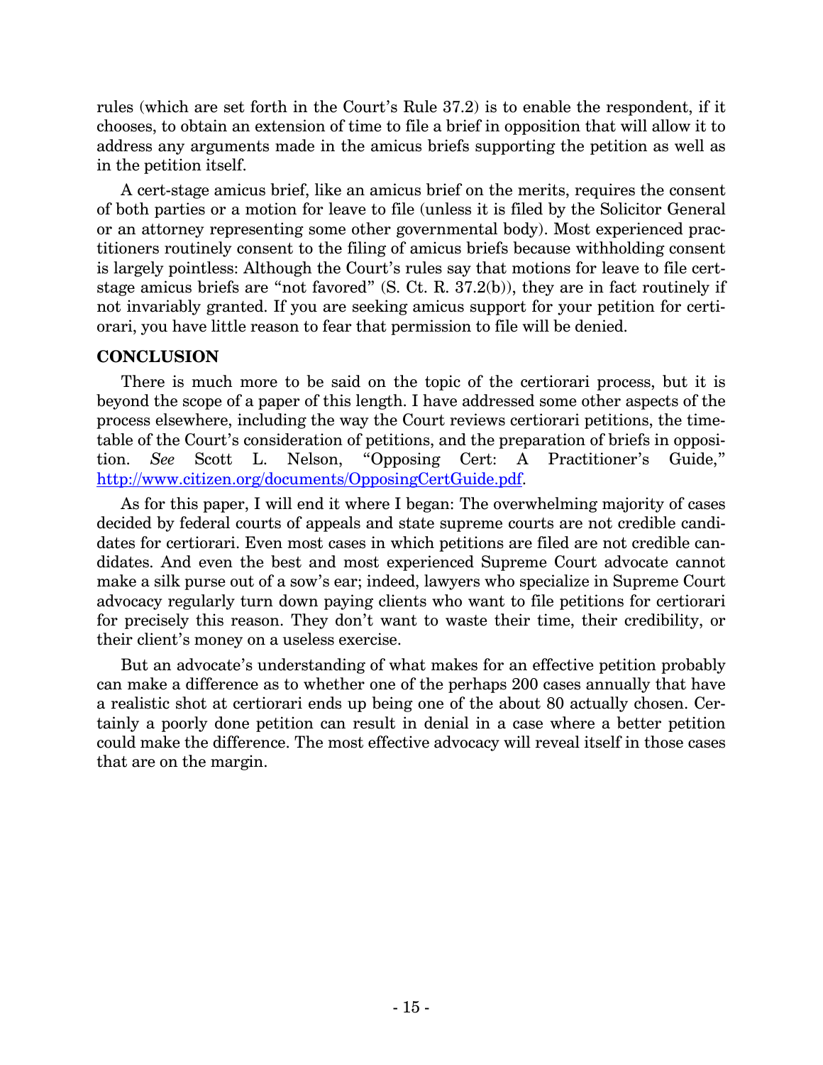rules (which are set forth in the Court's Rule 37.2) is to enable the respondent, if it chooses, to obtain an extension of time to file a brief in opposition that will allow it to address any arguments made in the amicus briefs supporting the petition as well as in the petition itself.

A cert-stage amicus brief, like an amicus brief on the merits, requires the consent of both parties or a motion for leave to file (unless it is filed by the Solicitor General or an attorney representing some other governmental body). Most experienced practitioners routinely consent to the filing of amicus briefs because withholding consent is largely pointless: Although the Court's rules say that motions for leave to file cert-stage amicus briefs are "not favored" (S. Ct. R. 37.2(b)), they are in fact routinely if not invariably granted. If you are seeking amicus support for your petition for certiorari, you have little reason to fear that permission to file will be denied.

## CONCLUSION

There is much more to be said on the topic of the certiorari process, but it is beyond the scope of a paper of this length. I have addressed some other aspects of the process elsewhere, including the way the Court reviews certiorari petitions, the timetable of the Court's consideration of petitions, and the preparation of briefs in opposition. *See* Scott L. Nelson, "Opposing Cert: A Practitioner's Guide," [http://www.citizen.org/documents/OpposingCertGuide.pdf](http://www.citizen.org/documents/OpposingCertGuide.pdf).

As for this paper, I will end it where I began: The overwhelming majority of cases decided by federal courts of appeals and state supreme courts are not credible candidates for certiorari. Even most cases in which petitions are filed are not credible candidates. And even the best and most experienced Supreme Court advocate cannot make a silk purse out of a sow's ear; indeed, lawyers who specialize in Supreme Court advocacy regularly turn down paying clients who want to file petitions for certiorari for precisely this reason. They don't want to waste their time, their credibility, or their client's money on a useless exercise.

But an advocate's understanding of what makes for an effective petition probably can make a difference as to whether one of the perhaps 200 cases annually that have a realistic shot at certiorari ends up being one of the about 80 actually chosen. Certainly a poorly done petition can result in denial in a case where a better petition could make the difference. The most effective advocacy will reveal itself in those cases that are on the margin.